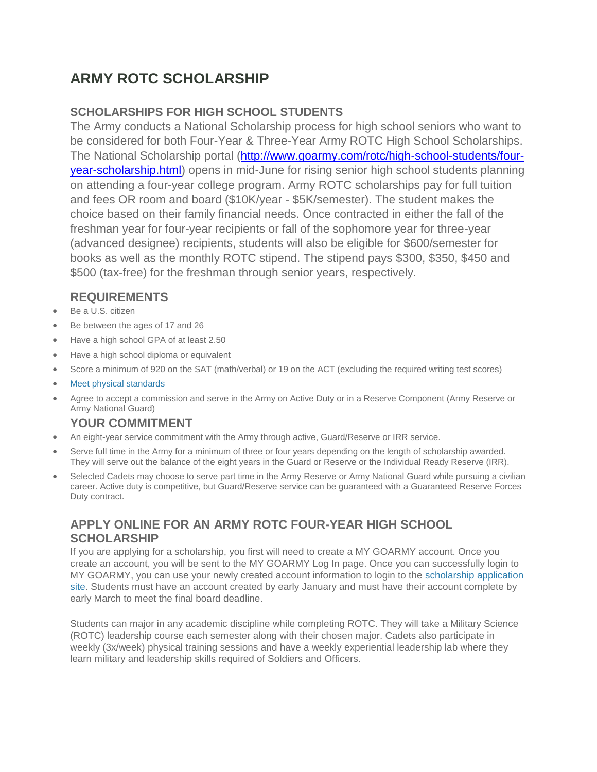# ARMY ROTC SCHOLARSHIP

## SCHOLARSHIPS FOR HIGH SCHOOL STUDENTS

The Army conducts a National Scholarship process for high school seniors who want to be considered for both Four-Year & Three-Year Army ROTC High School Scholarships. The National Scholarship portal ([http://www.goarmy.com/rotc/high-school-students/four-year-scholarship.html](http://www.goarmy.com/rotc/high-school-students/four-year-scholarship.html)) opens in mid-June for rising senior high school students planning on attending a four-year college program. Army ROTC scholarships pay for full tuition and fees OR room and board ($10K/year - $5K/semester). The student makes the choice based on their family financial needs. Once contracted in either the fall of the freshman year for four-year recipients or fall of the sophomore year for three-year (advanced designee) recipients, students will also be eligible for $600/semester for books as well as the monthly ROTC stipend. The stipend pays $300, $350, $450 and $500 (tax-free) for the freshman through senior years, respectively.

## REQUIREMENTS

- Be a U.S. citizen
- Be between the ages of 17 and 26
- Have a high school GPA of at least 2.50
- Have a high school diploma or equivalent
- Score a minimum of 920 on the SAT (math/verbal) or 19 on the ACT (excluding the required writing test scores)
- Meet physical standards
- Agree to accept a commission and serve in the Army on Active Duty or in a Reserve Component (Army Reserve or Army National Guard)

## YOUR COMMITMENT

- An eight-year service commitment with the Army through active, Guard/Reserve or IRR service.
- Serve full time in the Army for a minimum of three or four years depending on the length of scholarship awarded. They will serve out the balance of the eight years in the Guard or Reserve or the Individual Ready Reserve (IRR).
- Selected Cadets may choose to serve part time in the Army Reserve or Army National Guard while pursuing a civilian career. Active duty is competitive, but Guard/Reserve service can be guaranteed with a Guaranteed Reserve Forces Duty contract.

## APPLY ONLINE FOR AN ARMY ROTC FOUR-YEAR HIGH SCHOOL SCHOLARSHIP

If you are applying for a scholarship, you first will need to create a MY GOARMY account. Once you create an account, you will be sent to the MY GOARMY Log In page. Once you can successfully login to MY GOARMY, you can use your newly created account information to login to the scholarship application site. Students must have an account created by early January and must have their account complete by early March to meet the final board deadline.

Students can major in any academic discipline while completing ROTC. They will take a Military Science (ROTC) leadership course each semester along with their chosen major. Cadets also participate in weekly (3x/week) physical training sessions and have a weekly experiential leadership lab where they learn military and leadership skills required of Soldiers and Officers.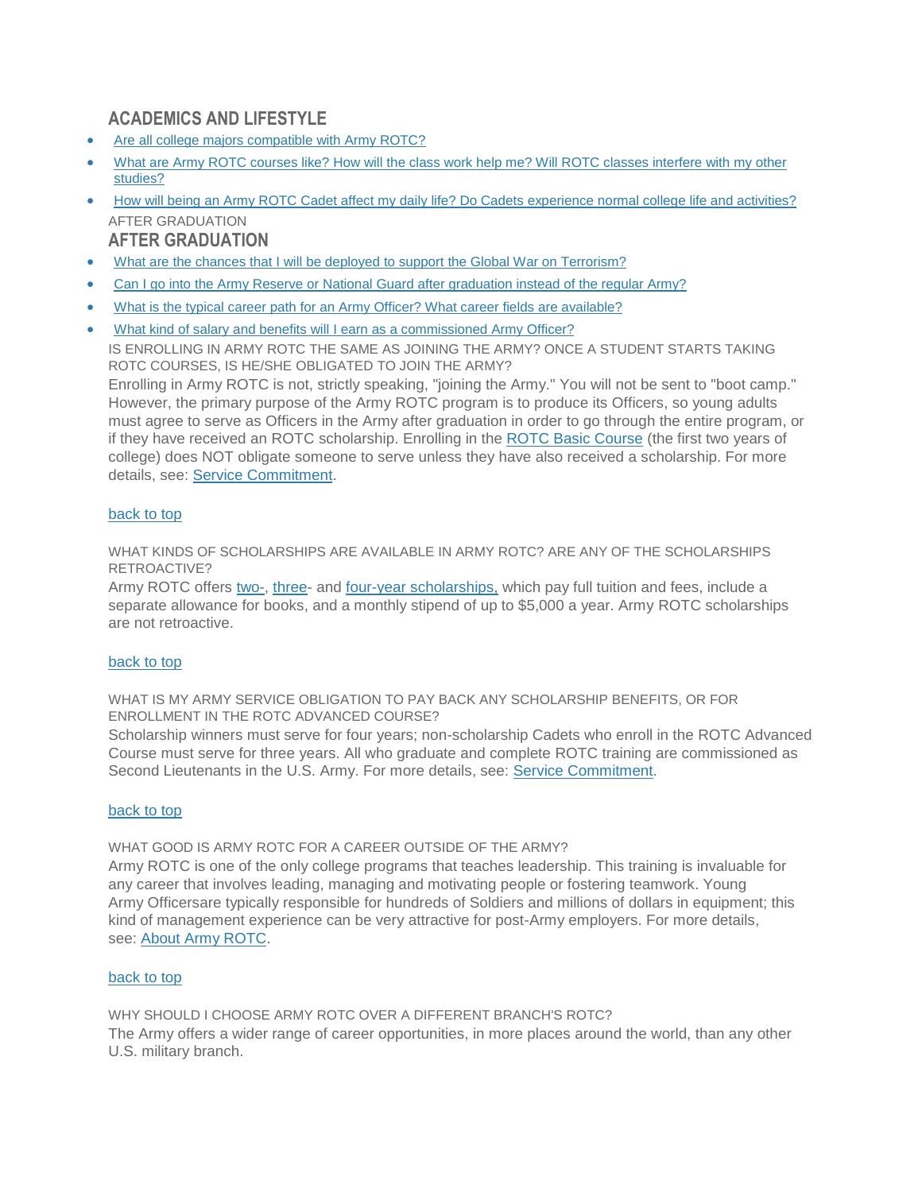## ACADEMICS AND LIFESTYLE

- [Are all college majors compatible with Army ROTC?]
- [What are Army ROTC courses like? How will the class work help me? Will ROTC classes interfere with my other studies?]
- [How will being an Army ROTC Cadet affect my daily life? Do Cadets experience normal college life and activities?]

AFTER GRADUATION

## AFTER GRADUATION

- [What are the chances that I will be deployed to support the Global War on Terrorism?]
- [Can I go into the Army Reserve or National Guard after graduation instead of the regular Army?]
- [What is the typical career path for an Army Officer? What career fields are available?]
- [What kind of salary and benefits will I earn as a commissioned Army Officer?]

IS ENROLLING IN ARMY ROTC THE SAME AS JOINING THE ARMY? ONCE A STUDENT STARTS TAKING ROTC COURSES, IS HE/SHE OBLIGATED TO JOIN THE ARMY?

Enrolling in Army ROTC is not, strictly speaking, "joining the Army." You will not be sent to "boot camp." However, the primary purpose of the Army ROTC program is to produce its Officers, so young adults must agree to serve as Officers in the Army after graduation in order to go through the entire program, or if they have received an ROTC scholarship. Enrolling in the ROTC Basic Course (the first two years of college) does NOT obligate someone to serve unless they have also received a scholarship. For more details, see: Service Commitment.

back to top

WHAT KINDS OF SCHOLARSHIPS ARE AVAILABLE IN ARMY ROTC? ARE ANY OF THE SCHOLARSHIPS RETROACTIVE?

Army ROTC offers two-, three- and four-year scholarships, which pay full tuition and fees, include a separate allowance for books, and a monthly stipend of up to $5,000 a year. Army ROTC scholarships are not retroactive.

back to top

WHAT IS MY ARMY SERVICE OBLIGATION TO PAY BACK ANY SCHOLARSHIP BENEFITS, OR FOR ENROLLMENT IN THE ROTC ADVANCED COURSE?

Scholarship winners must serve for four years; non-scholarship Cadets who enroll in the ROTC Advanced Course must serve for three years. All who graduate and complete ROTC training are commissioned as Second Lieutenants in the U.S. Army. For more details, see: Service Commitment.

back to top

WHAT GOOD IS ARMY ROTC FOR A CAREER OUTSIDE OF THE ARMY?

Army ROTC is one of the only college programs that teaches leadership. This training is invaluable for any career that involves leading, managing and motivating people or fostering teamwork. Young Army Officersare typically responsible for hundreds of Soldiers and millions of dollars in equipment; this kind of management experience can be very attractive for post-Army employers. For more details, see: About Army ROTC.

back to top

WHY SHOULD I CHOOSE ARMY ROTC OVER A DIFFERENT BRANCH'S ROTC?

The Army offers a wider range of career opportunities, in more places around the world, than any other U.S. military branch.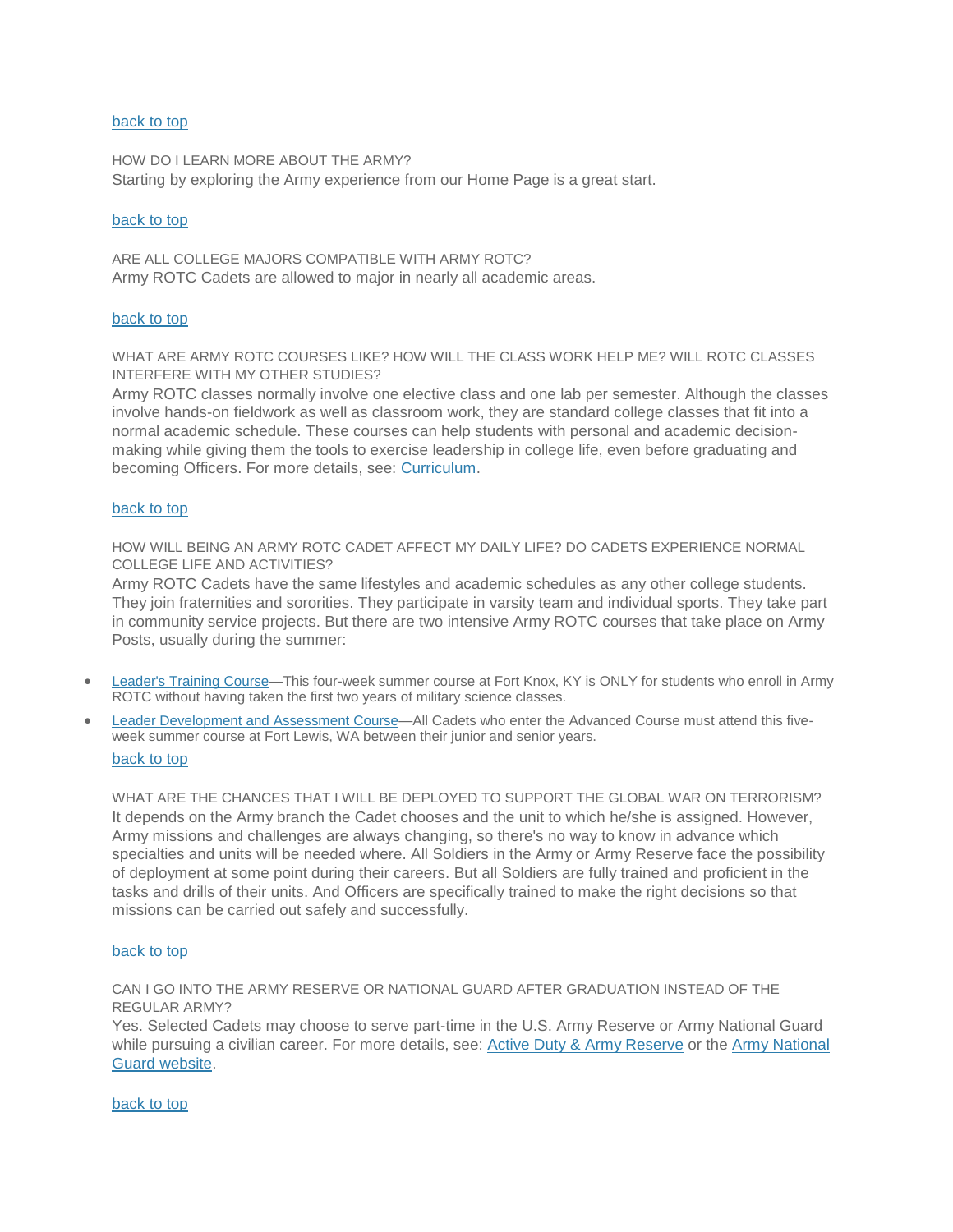[back to top](#)

HOW DO I LEARN MORE ABOUT THE ARMY?

Starting by exploring the Army experience from our Home Page is a great start.

[back to top](#)

ARE ALL COLLEGE MAJORS COMPATIBLE WITH ARMY ROTC?

Army ROTC Cadets are allowed to major in nearly all academic areas.

[back to top](#)

WHAT ARE ARMY ROTC COURSES LIKE? HOW WILL THE CLASS WORK HELP ME? WILL ROTC CLASSES INTERFERE WITH MY OTHER STUDIES?

Army ROTC classes normally involve one elective class and one lab per semester. Although the classes involve hands-on fieldwork as well as classroom work, they are standard college classes that fit into a normal academic schedule. These courses can help students with personal and academic decision-making while giving them the tools to exercise leadership in college life, even before graduating and becoming Officers. For more details, see: [Curriculum](#).

[back to top](#)

HOW WILL BEING AN ARMY ROTC CADET AFFECT MY DAILY LIFE? DO CADETS EXPERIENCE NORMAL COLLEGE LIFE AND ACTIVITIES?

Army ROTC Cadets have the same lifestyles and academic schedules as any other college students. They join fraternities and sororities. They participate in varsity team and individual sports. They take part in community service projects. But there are two intensive Army ROTC courses that take place on Army Posts, usually during the summer:

- [Leader's Training Course](#)—This four-week summer course at Fort Knox, KY is ONLY for students who enroll in Army ROTC without having taken the first two years of military science classes.
- [Leader Development and Assessment Course](#)—All Cadets who enter the Advanced Course must attend this five-week summer course at Fort Lewis, WA between their junior and senior years.

[back to top](#)

WHAT ARE THE CHANCES THAT I WILL BE DEPLOYED TO SUPPORT THE GLOBAL WAR ON TERRORISM?

It depends on the Army branch the Cadet chooses and the unit to which he/she is assigned. However, Army missions and challenges are always changing, so there's no way to know in advance which specialties and units will be needed where. All Soldiers in the Army or Army Reserve face the possibility of deployment at some point during their careers. But all Soldiers are fully trained and proficient in the tasks and drills of their units. And Officers are specifically trained to make the right decisions so that missions can be carried out safely and successfully.

[back to top](#)

CAN I GO INTO THE ARMY RESERVE OR NATIONAL GUARD AFTER GRADUATION INSTEAD OF THE REGULAR ARMY?

Yes. Selected Cadets may choose to serve part-time in the U.S. Army Reserve or Army National Guard while pursuing a civilian career. For more details, see: [Active Duty & Army Reserve](#) or the [Army National Guard website](#).

[back to top](#)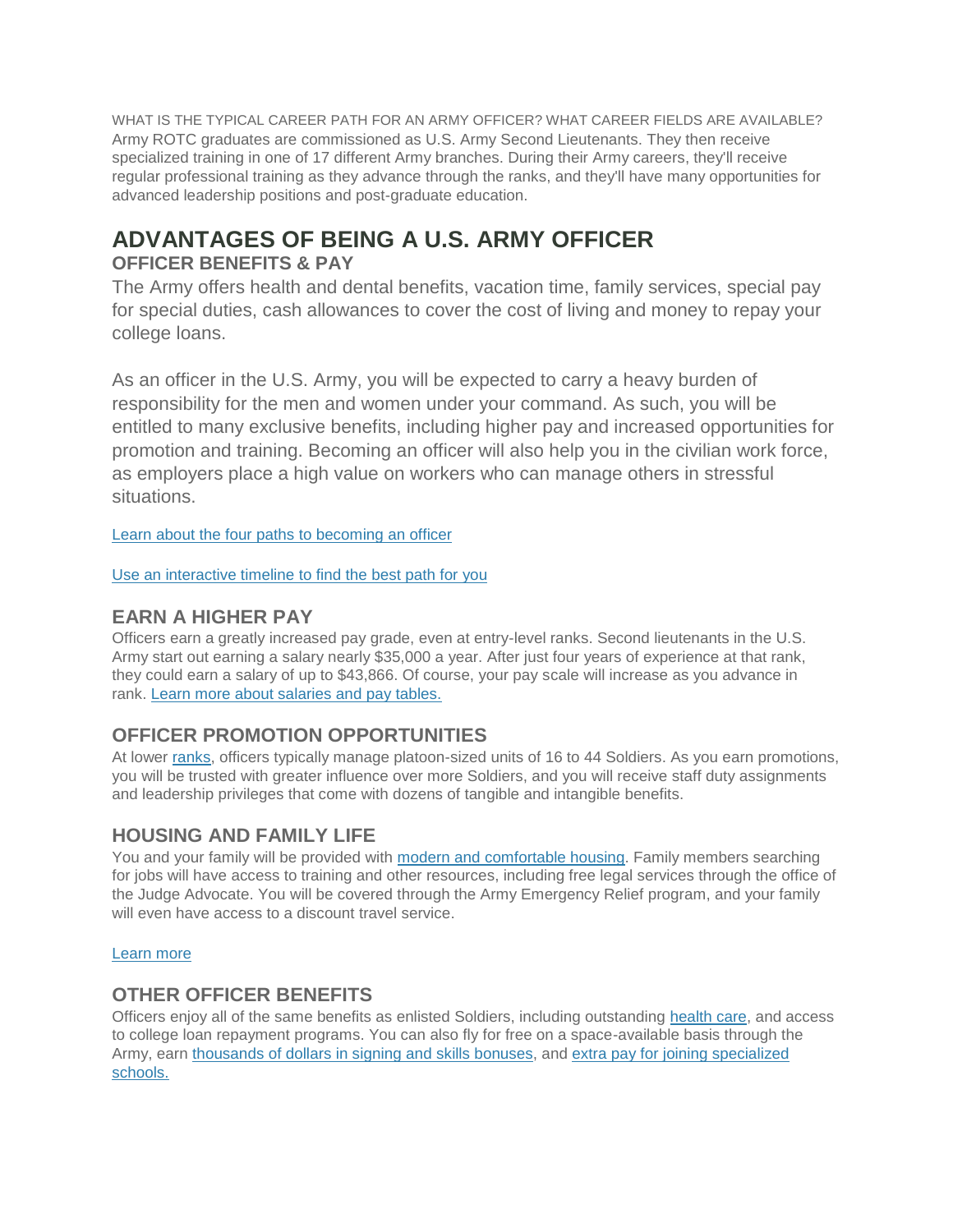WHAT IS THE TYPICAL CAREER PATH FOR AN ARMY OFFICER? WHAT CAREER FIELDS ARE AVAILABLE?

Army ROTC graduates are commissioned as U.S. Army Second Lieutenants. They then receive specialized training in one of 17 different Army branches. During their Army careers, they'll receive regular professional training as they advance through the ranks, and they'll have many opportunities for advanced leadership positions and post-graduate education.

# ADVANTAGES OF BEING A U.S. ARMY OFFICER

### OFFICER BENEFITS & PAY

The Army offers health and dental benefits, vacation time, family services, special pay for special duties, cash allowances to cover the cost of living and money to repay your college loans.

As an officer in the U.S. Army, you will be expected to carry a heavy burden of responsibility for the men and women under your command. As such, you will be entitled to many exclusive benefits, including higher pay and increased opportunities for promotion and training. Becoming an officer will also help you in the civilian work force, as employers place a high value on workers who can manage others in stressful situations.

Learn about the four paths to becoming an officer

Use an interactive timeline to find the best path for you

### EARN A HIGHER PAY

Officers earn a greatly increased pay grade, even at entry-level ranks. Second lieutenants in the U.S. Army start out earning a salary nearly $35,000 a year. After just four years of experience at that rank, they could earn a salary of up to $43,866. Of course, your pay scale will increase as you advance in rank. Learn more about salaries and pay tables.

### OFFICER PROMOTION OPPORTUNITIES

At lower ranks, officers typically manage platoon-sized units of 16 to 44 Soldiers. As you earn promotions, you will be trusted with greater influence over more Soldiers, and you will receive staff duty assignments and leadership privileges that come with dozens of tangible and intangible benefits.

### HOUSING AND FAMILY LIFE

You and your family will be provided with modern and comfortable housing. Family members searching for jobs will have access to training and other resources, including free legal services through the office of the Judge Advocate. You will be covered through the Army Emergency Relief program, and your family will even have access to a discount travel service.

Learn more

### OTHER OFFICER BENEFITS

Officers enjoy all of the same benefits as enlisted Soldiers, including outstanding health care, and access to college loan repayment programs. You can also fly for free on a space-available basis through the Army, earn thousands of dollars in signing and skills bonuses, and extra pay for joining specialized schools.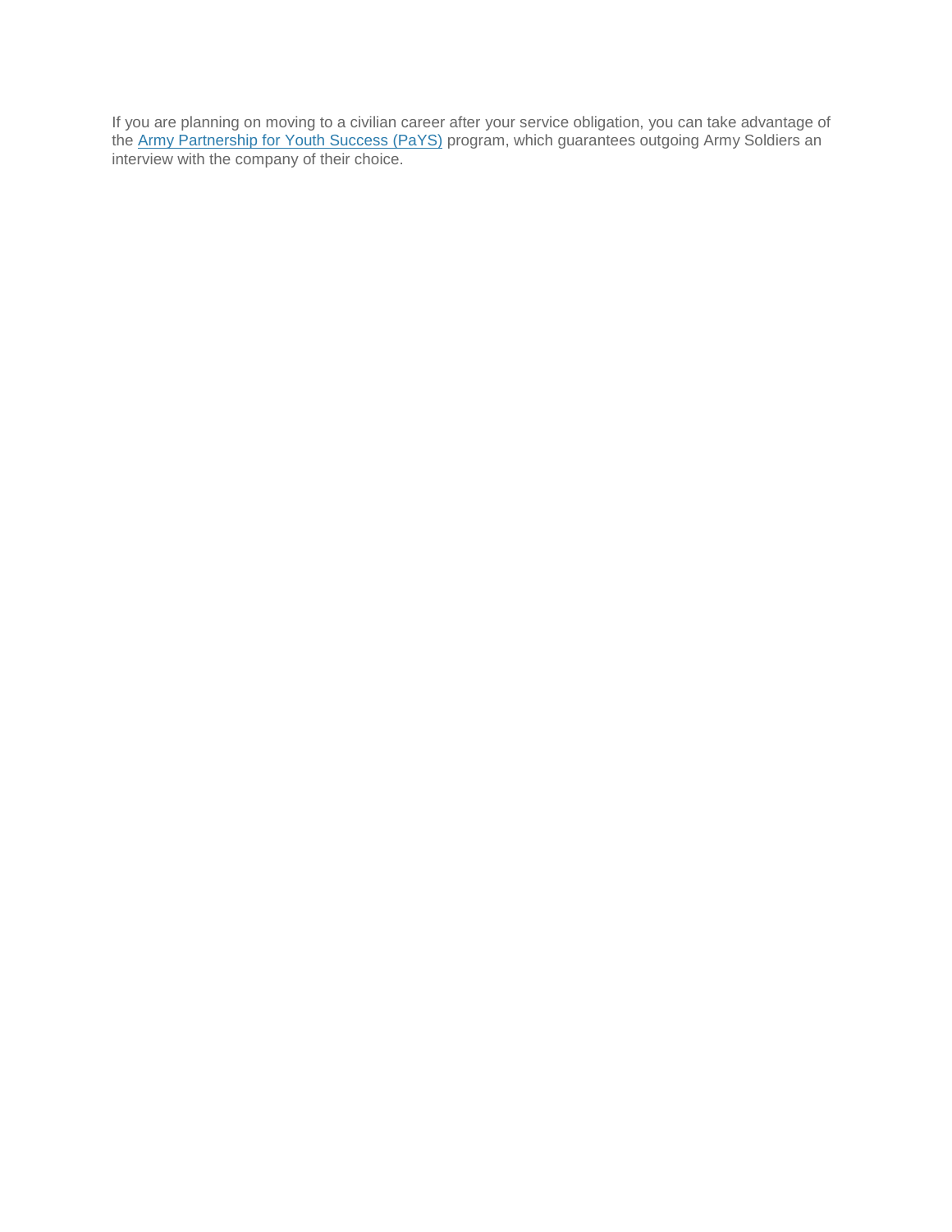If you are planning on moving to a civilian career after your service obligation, you can take advantage of the [Army Partnership for Youth Success (PaYS)] program, which guarantees outgoing Army Soldiers an interview with the company of their choice.